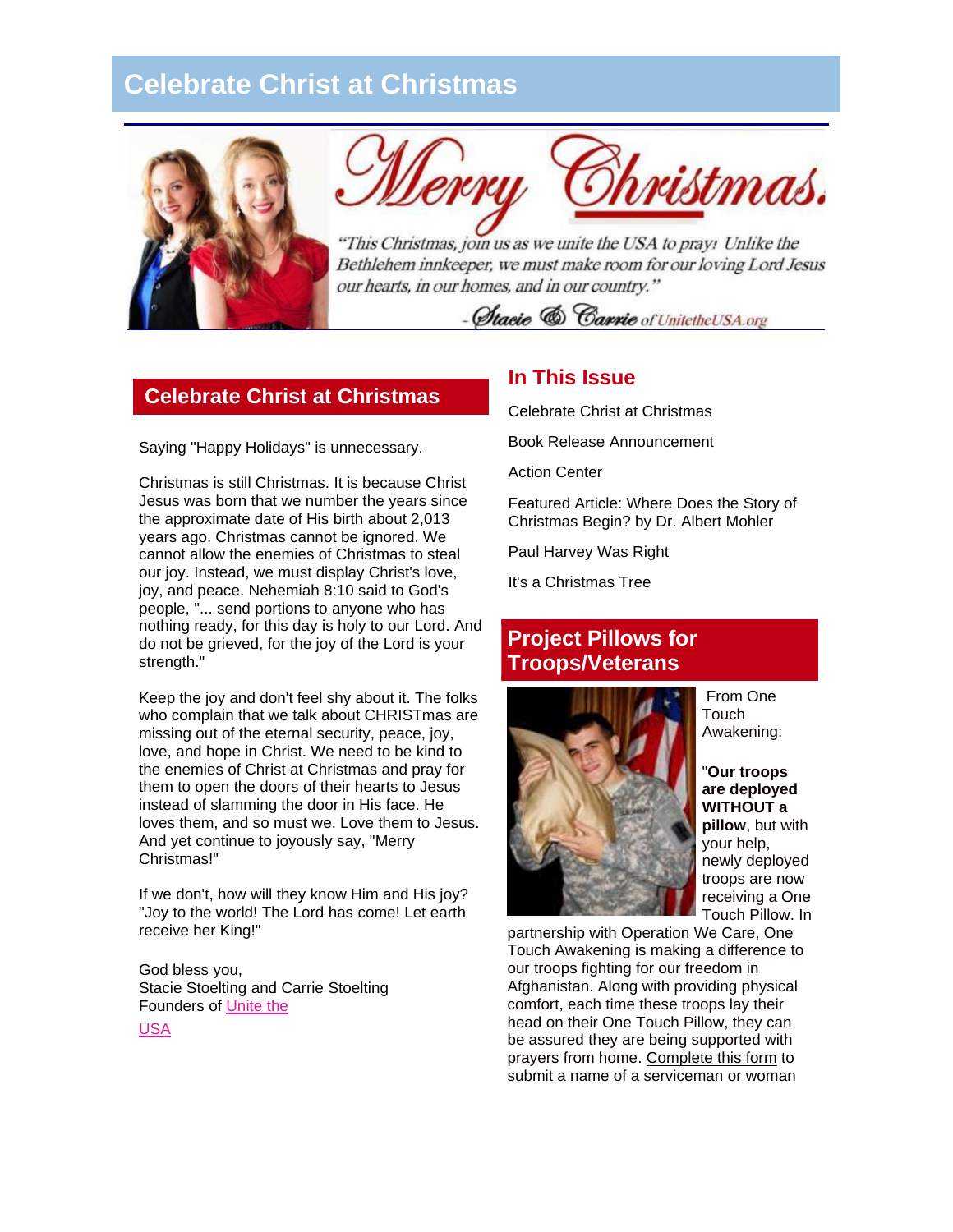# Celebrate Christ at Christmas

Merry Christmas.

*"This Christmas, join us as we unite the USA to pray! Unlike the Bethlehem innkeeper, we must make room for our loving Lord Jesus our hearts, in our homes, and in our country."*

*- Stacie & Carrie of UnitetheUSA.org*

## Celebrate Christ at Christmas

Saying "Happy Holidays" is unnecessary.

Christmas is still Christmas. It is because Christ Jesus was born that we number the years since the approximate date of His birth about 2,013 years ago. Christmas cannot be ignored. We cannot allow the enemies of Christmas to steal our joy. Instead, we must display Christ's love, joy, and peace. Nehemiah 8:10 said to God's people, "... send portions to anyone who has nothing ready, for this day is holy to our Lord. And do not be grieved, for the joy of the Lord is your strength."

Keep the joy and don't feel shy about it. The folks who complain that we talk about CHRISTmas are missing out of the eternal security, peace, joy, love, and hope in Christ. We need to be kind to the enemies of Christ at Christmas and pray for them to open the doors of their hearts to Jesus instead of slamming the door in His face. He loves them, and so must we. Love them to Jesus. And yet continue to joyously say, "Merry Christmas!"

If we don't, how will they know Him and His joy? "Joy to the world! The Lord has come! Let earth receive her King!"

God bless you,  
Stacie Stoelting and Carrie Stoelting  
Founders of Unite the USA

## In This Issue

Celebrate Christ at Christmas

Book Release Announcement

Action Center

Featured Article: Where Does the Story of Christmas Begin? by Dr. Albert Mohler

Paul Harvey Was Right

It's a Christmas Tree

## Project Pillows for Troops/Veterans

From One Touch Awakening:

"**Our troops are deployed WITHOUT a pillow**, but with your help, newly deployed troops are now receiving a One Touch Pillow. In partnership with Operation We Care, One Touch Awakening is making a difference to our troops fighting for our freedom in Afghanistan. Along with providing physical comfort, each time these troops lay their head on their One Touch Pillow, they can be assured they are being supported with prayers from home. Complete this form to submit a name of a serviceman or woman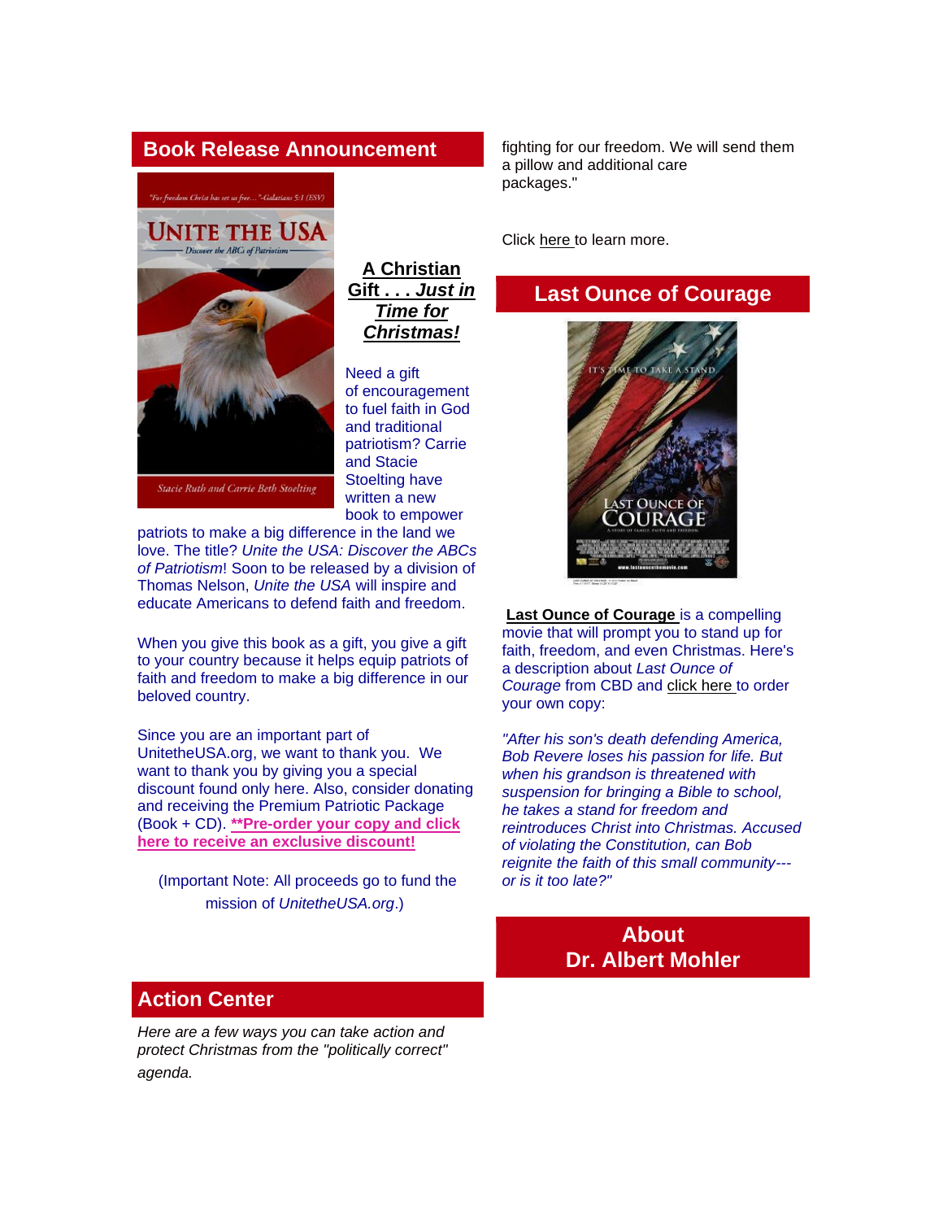## Book Release Announcement

**A Christian Gift . . . *Just in Time for Christmas!***

Need a gift of encouragement to fuel faith in God and traditional patriotism? Carrie and Stacie Stoelting have written a new book to empower patriots to make a big difference in the land we love. The title? *Unite the USA: Discover the ABCs of Patriotism*! Soon to be released by a division of Thomas Nelson, *Unite the USA* will inspire and educate Americans to defend faith and freedom.

When you give this book as a gift, you give a gift to your country because it helps equip patriots of faith and freedom to make a big difference in our beloved country.

Since you are an important part of UnitetheUSA.org, we want to thank you. We want to thank you by giving you a special discount found only here. Also, consider donating and receiving the Premium Patriotic Package (Book + CD). **\*\*Pre-order your copy and click here to receive an exclusive discount!**

(Important Note: All proceeds go to fund the mission of *UnitetheUSA.org*.)

## Action Center

*Here are a few ways you can take action and protect Christmas from the "politically correct" agenda.*

fighting for our freedom. We will send them a pillow and additional care packages."

Click here to learn more.

## Last Ounce of Courage

**Last Ounce of Courage** is a compelling movie that will prompt you to stand up for faith, freedom, and even Christmas. Here's a description about *Last Ounce of Courage* from CBD and click here to order your own copy:

*"After his son's death defending America, Bob Revere loses his passion for life. But when his grandson is threatened with suspension for bringing a Bible to school, he takes a stand for freedom and reintroduces Christ into Christmas. Accused of violating the Constitution, can Bob reignite the faith of this small community---or is it too late?"*

## About Dr. Albert Mohler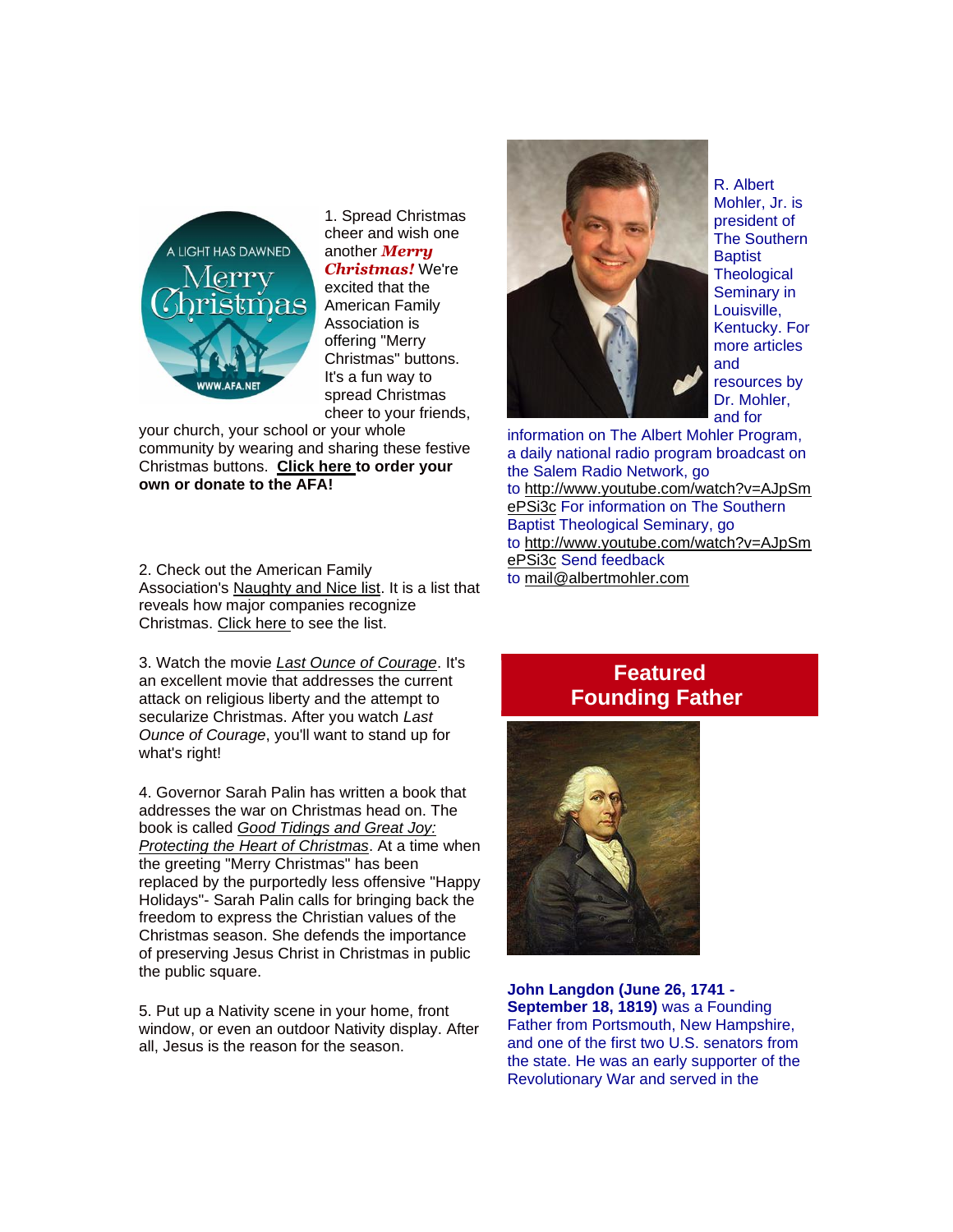1. Spread Christmas cheer and wish one another ***Merry Christmas!*** We're excited that the American Family Association is offering "Merry Christmas" buttons. It's a fun way to spread Christmas cheer to your friends, your church, your school or your whole community by wearing and sharing these festive Christmas buttons. **Click here to order your own or donate to the AFA!**

2. Check out the American Family Association's Naughty and Nice list. It is a list that reveals how major companies recognize Christmas. Click here to see the list.

3. Watch the movie *Last Ounce of Courage*. It's an excellent movie that addresses the current attack on religious liberty and the attempt to secularize Christmas. After you watch *Last Ounce of Courage*, you'll want to stand up for what's right!

4. Governor Sarah Palin has written a book that addresses the war on Christmas head on. The book is called *Good Tidings and Great Joy: Protecting the Heart of Christmas*. At a time when the greeting "Merry Christmas" has been replaced by the purportedly less offensive "Happy Holidays"- Sarah Palin calls for bringing back the freedom to express the Christian values of the Christmas season. She defends the importance of preserving Jesus Christ in Christmas in public the public square.

5. Put up a Nativity scene in your home, front window, or even an outdoor Nativity display. After all, Jesus is the reason for the season.

R. Albert Mohler, Jr. is president of The Southern Baptist Theological Seminary in Louisville, Kentucky. For more articles and resources by Dr. Mohler, and for information on The Albert Mohler Program, a daily national radio program broadcast on the Salem Radio Network, go to http://www.youtube.com/watch?v=AJpSmePSi3c For information on The Southern Baptist Theological Seminary, go to http://www.youtube.com/watch?v=AJpSmePSi3c Send feedback to mail@albertmohler.com

## Featured Founding Father

**John Langdon (June 26, 1741 - September 18, 1819)** was a Founding Father from Portsmouth, New Hampshire, and one of the first two U.S. senators from the state. He was an early supporter of the Revolutionary War and served in the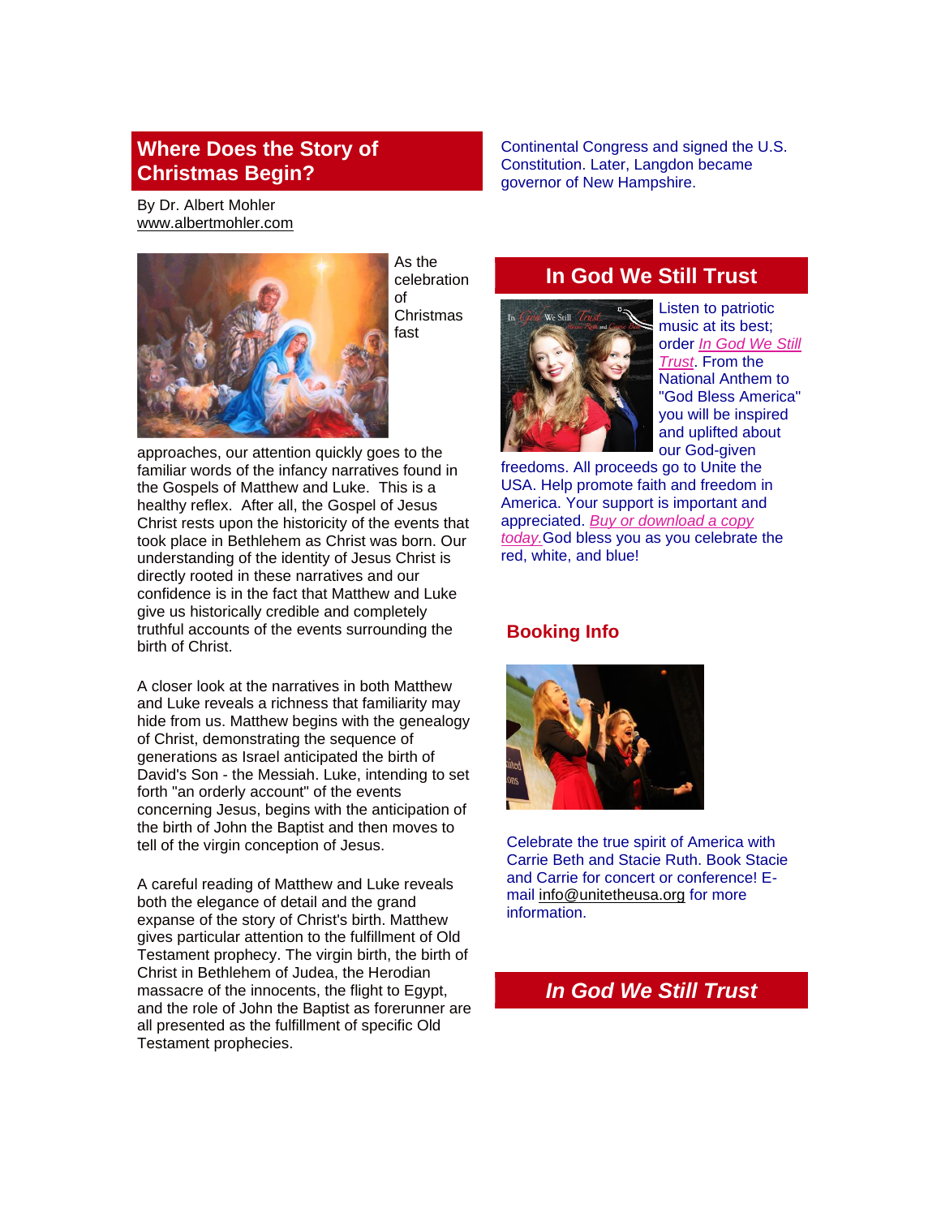## Where Does the Story of Christmas Begin?

By Dr. Albert Mohler
www.albertmohler.com

As the celebration of Christmas fast approaches, our attention quickly goes to the familiar words of the infancy narratives found in the Gospels of Matthew and Luke. This is a healthy reflex. After all, the Gospel of Jesus Christ rests upon the historicity of the events that took place in Bethlehem as Christ was born. Our understanding of the identity of Jesus Christ is directly rooted in these narratives and our confidence is in the fact that Matthew and Luke give us historically credible and completely truthful accounts of the events surrounding the birth of Christ.

A closer look at the narratives in both Matthew and Luke reveals a richness that familiarity may hide from us. Matthew begins with the genealogy of Christ, demonstrating the sequence of generations as Israel anticipated the birth of David's Son - the Messiah. Luke, intending to set forth "an orderly account" of the events concerning Jesus, begins with the anticipation of the birth of John the Baptist and then moves to tell of the virgin conception of Jesus.

A careful reading of Matthew and Luke reveals both the elegance of detail and the grand expanse of the story of Christ's birth. Matthew gives particular attention to the fulfillment of Old Testament prophecy. The virgin birth, the birth of Christ in Bethlehem of Judea, the Herodian massacre of the innocents, the flight to Egypt, and the role of John the Baptist as forerunner are all presented as the fulfillment of specific Old Testament prophecies.

Continental Congress and signed the U.S. Constitution. Later, Langdon became governor of New Hampshire.

## In God We Still Trust

Listen to patriotic music at its best; order *In God We Still Trust*. From the National Anthem to "God Bless America" you will be inspired and uplifted about our God-given freedoms. All proceeds go to Unite the USA. Help promote faith and freedom in America. Your support is important and appreciated. *Buy or download a copy today.* God bless you as you celebrate the red, white, and blue!

### Booking Info

Celebrate the true spirit of America with Carrie Beth and Stacie Ruth. Book Stacie and Carrie for concert or conference! E-mail info@unitetheusa.org for more information.

## *In God We Still Trust*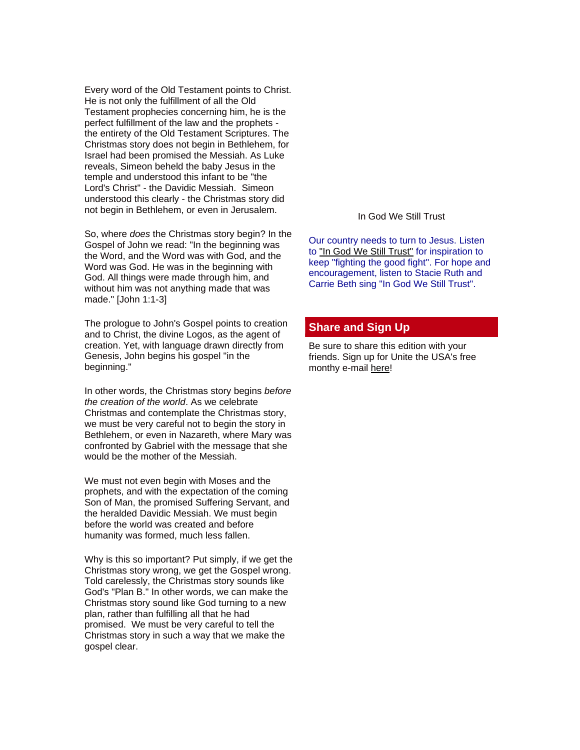Every word of the Old Testament points to Christ. He is not only the fulfillment of all the Old Testament prophecies concerning him, he is the perfect fulfillment of the law and the prophets - the entirety of the Old Testament Scriptures. The Christmas story does not begin in Bethlehem, for Israel had been promised the Messiah. As Luke reveals, Simeon beheld the baby Jesus in the temple and understood this infant to be "the Lord's Christ" - the Davidic Messiah. Simeon understood this clearly - the Christmas story did not begin in Bethlehem, or even in Jerusalem.

So, where *does* the Christmas story begin? In the Gospel of John we read: "In the beginning was the Word, and the Word was with God, and the Word was God. He was in the beginning with God. All things were made through him, and without him was not anything made that was made." [John 1:1-3]

The prologue to John's Gospel points to creation and to Christ, the divine Logos, as the agent of creation. Yet, with language drawn directly from Genesis, John begins his gospel "in the beginning."

In other words, the Christmas story begins *before the creation of the world*. As we celebrate Christmas and contemplate the Christmas story, we must be very careful not to begin the story in Bethlehem, or even in Nazareth, where Mary was confronted by Gabriel with the message that she would be the mother of the Messiah.

We must not even begin with Moses and the prophets, and with the expectation of the coming Son of Man, the promised Suffering Servant, and the heralded Davidic Messiah. We must begin before the world was created and before humanity was formed, much less fallen.

Why is this so important? Put simply, if we get the Christmas story wrong, we get the Gospel wrong. Told carelessly, the Christmas story sounds like God's "Plan B." In other words, we can make the Christmas story sound like God turning to a new plan, rather than fulfilling all that he had promised. We must be very careful to tell the Christmas story in such a way that we make the gospel clear.

In God We Still Trust

Our country needs to turn to Jesus. Listen to "In God We Still Trust" for inspiration to keep "fighting the good fight". For hope and encouragement, listen to Stacie Ruth and Carrie Beth sing "In God We Still Trust".

## Share and Sign Up

Be sure to share this edition with your friends. Sign up for Unite the USA's free monthy e-mail here!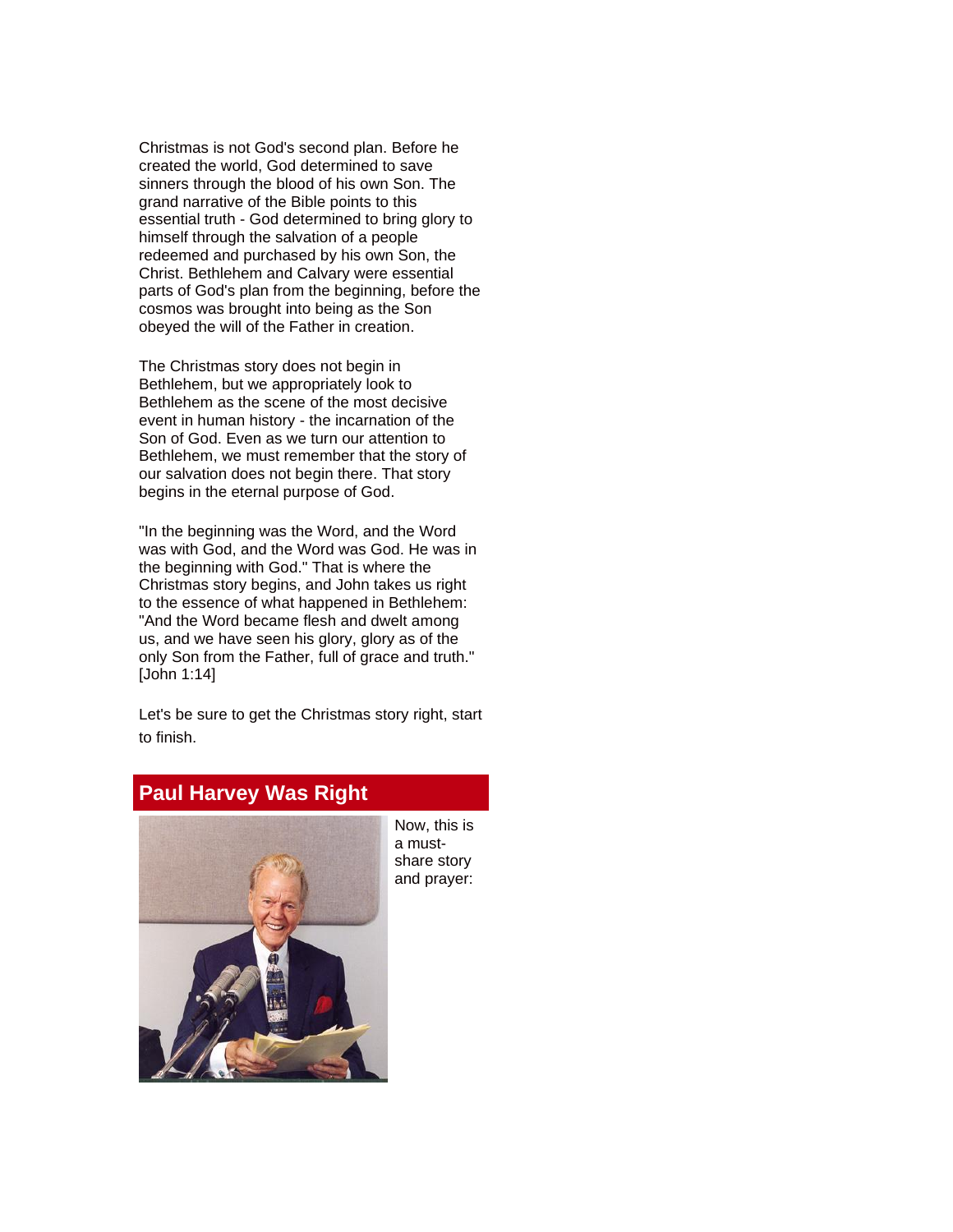Christmas is not God's second plan. Before he created the world, God determined to save sinners through the blood of his own Son. The grand narrative of the Bible points to this essential truth - God determined to bring glory to himself through the salvation of a people redeemed and purchased by his own Son, the Christ. Bethlehem and Calvary were essential parts of God's plan from the beginning, before the cosmos was brought into being as the Son obeyed the will of the Father in creation.

The Christmas story does not begin in Bethlehem, but we appropriately look to Bethlehem as the scene of the most decisive event in human history - the incarnation of the Son of God. Even as we turn our attention to Bethlehem, we must remember that the story of our salvation does not begin there. That story begins in the eternal purpose of God.

"In the beginning was the Word, and the Word was with God, and the Word was God. He was in the beginning with God." That is where the Christmas story begins, and John takes us right to the essence of what happened in Bethlehem: "And the Word became flesh and dwelt among us, and we have seen his glory, glory as of the only Son from the Father, full of grace and truth." [John 1:14]

Let's be sure to get the Christmas story right, start to finish.

## Paul Harvey Was Right

Now, this is a must-share story and prayer: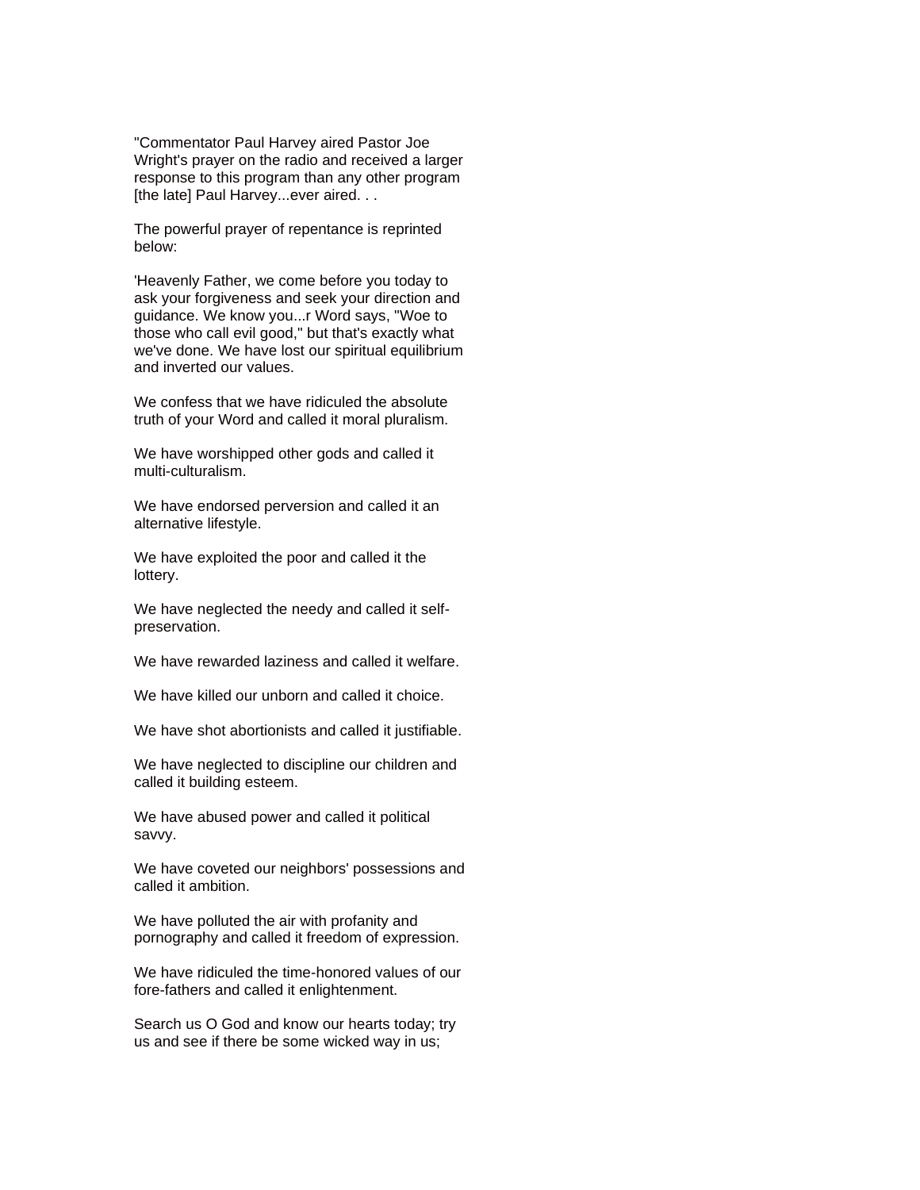"Commentator Paul Harvey aired Pastor Joe Wright's prayer on the radio and received a larger response to this program than any other program [the late] Paul Harvey...ever aired. . .

The powerful prayer of repentance is reprinted below:

'Heavenly Father, we come before you today to ask your forgiveness and seek your direction and guidance. We know you...r Word says, "Woe to those who call evil good," but that's exactly what we've done. We have lost our spiritual equilibrium and inverted our values.

We confess that we have ridiculed the absolute truth of your Word and called it moral pluralism.

We have worshipped other gods and called it multi-culturalism.

We have endorsed perversion and called it an alternative lifestyle.

We have exploited the poor and called it the lottery.

We have neglected the needy and called it self-preservation.

We have rewarded laziness and called it welfare.

We have killed our unborn and called it choice.

We have shot abortionists and called it justifiable.

We have neglected to discipline our children and called it building esteem.

We have abused power and called it political savvy.

We have coveted our neighbors' possessions and called it ambition.

We have polluted the air with profanity and pornography and called it freedom of expression.

We have ridiculed the time-honored values of our fore-fathers and called it enlightenment.

Search us O God and know our hearts today; try us and see if there be some wicked way in us;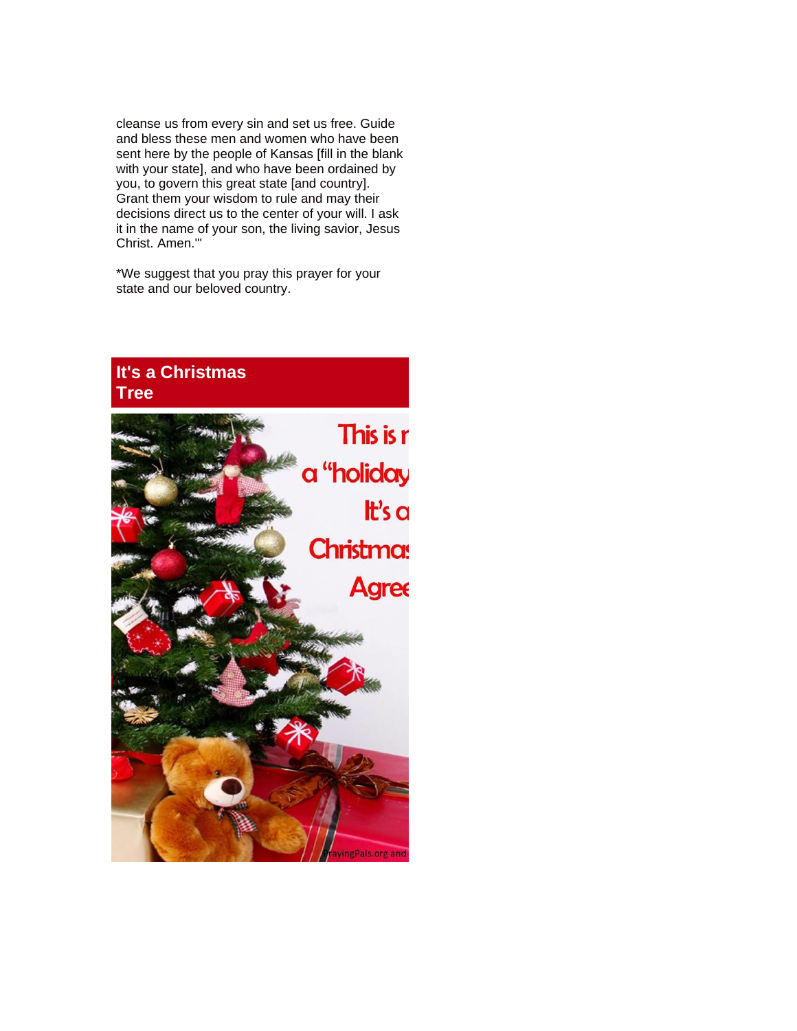cleanse us from every sin and set us free. Guide and bless these men and women who have been sent here by the people of Kansas [fill in the blank with your state], and who have been ordained by you, to govern this great state [and country]. Grant them your wisdom to rule and may their decisions direct us to the center of your will. I ask it in the name of your son, the living savior, Jesus Christ. Amen.'"

*We suggest that you pray this prayer for your state and our beloved country.

## It's a Christmas Tree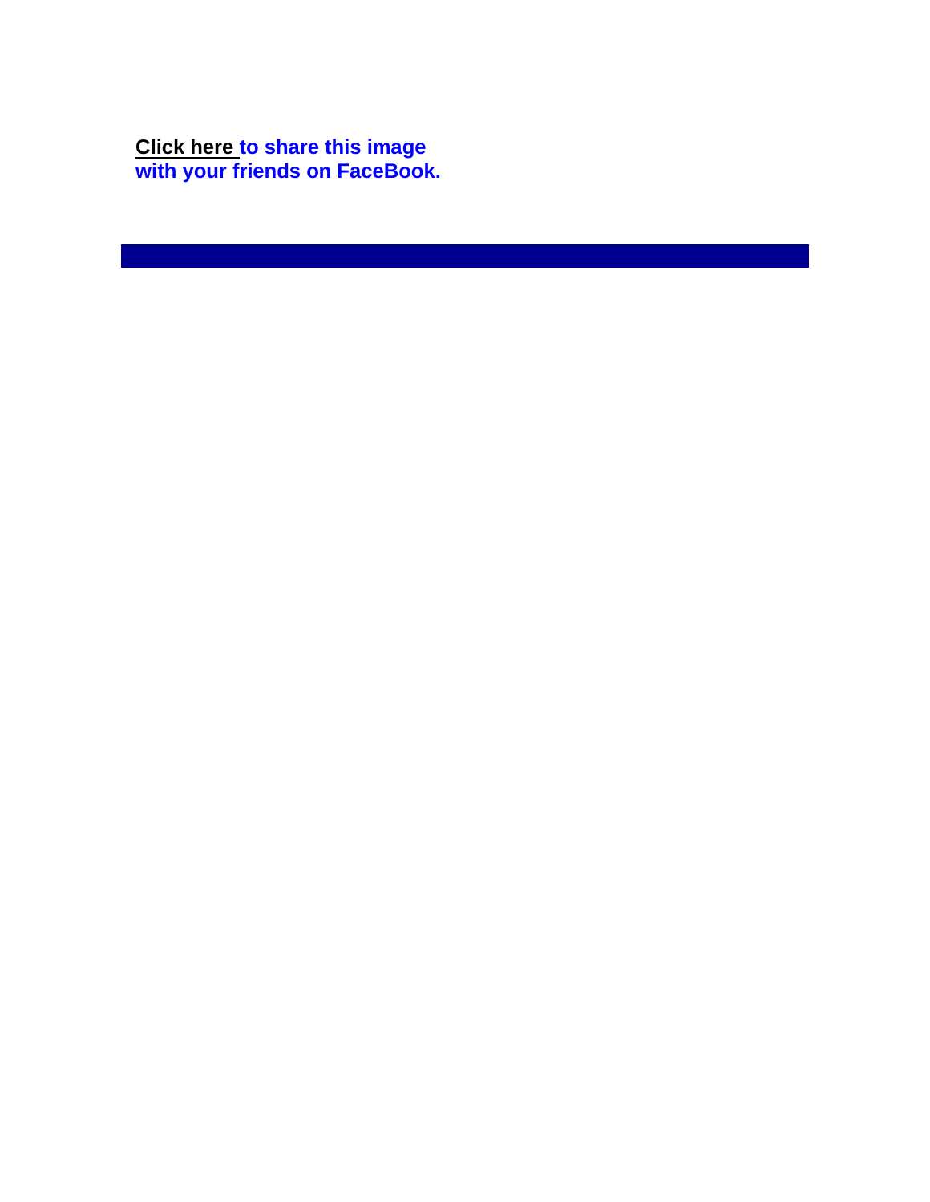**Click here** **to share this image with your friends on FaceBook.**